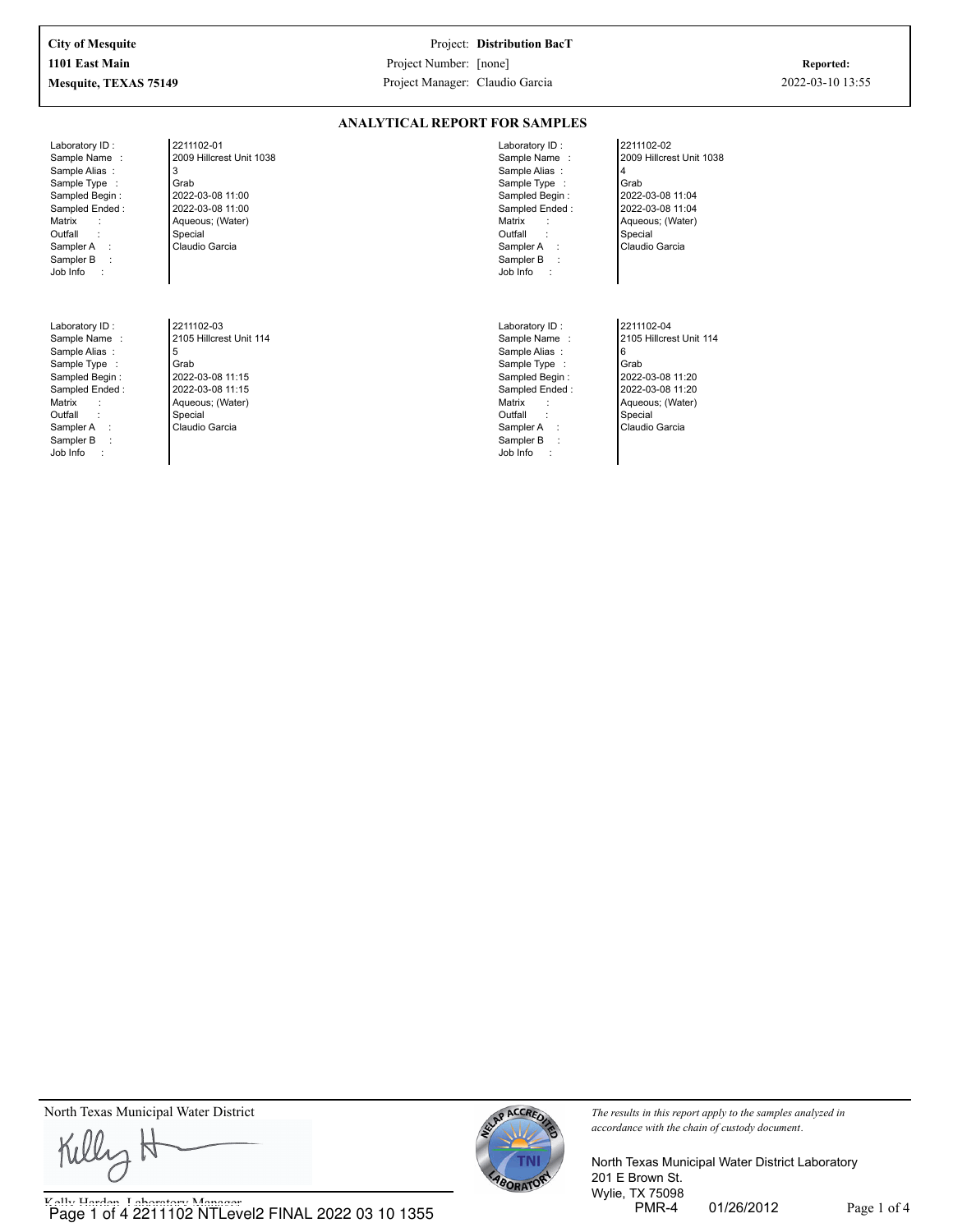| City of Mesquite | Project: **Distribution BacT** | |
|---|---|---|
| 1101 East Main | Project Number: [none] | **Reported:** |
| Mesquite, TEXAS 75149 | Project Manager: Claudio Garcia | 2022-03-10 13:55 |

## ANALYTICAL REPORT FOR SAMPLES

| Field | | Field | |
|---|---|---|---|
| Laboratory ID : | 2211102-01 | Laboratory ID : | 2211102-02 |
| Sample Name : | 2009 Hillcrest Unit 1038 | Sample Name : | 2009 Hillcrest Unit 1038 |
| Sample Alias : | 3 | Sample Alias : | 4 |
| Sample Type : | Grab | Sample Type : | Grab |
| Sampled Begin : | 2022-03-08 11:00 | Sampled Begin : | 2022-03-08 11:04 |
| Sampled Ended : | 2022-03-08 11:00 | Sampled Ended : | 2022-03-08 11:04 |
| Matrix : | Aqueous; (Water) | Matrix : | Aqueous; (Water) |
| Outfall : | Special | Outfall : | Special |
| Sampler A : | Claudio Garcia | Sampler A : | Claudio Garcia |
| Sampler B : | | Sampler B : | |
| Job Info : | | Job Info : | |

| Field | | Field | |
|---|---|---|---|
| Laboratory ID : | 2211102-03 | Laboratory ID : | 2211102-04 |
| Sample Name : | 2105 Hillcrest Unit 114 | Sample Name : | 2105 Hillcrest Unit 114 |
| Sample Alias : | 5 | Sample Alias : | 6 |
| Sample Type : | Grab | Sample Type : | Grab |
| Sampled Begin : | 2022-03-08 11:15 | Sampled Begin : | 2022-03-08 11:20 |
| Sampled Ended : | 2022-03-08 11:15 | Sampled Ended : | 2022-03-08 11:20 |
| Matrix : | Aqueous; (Water) | Matrix : | Aqueous; (Water) |
| Outfall : | Special | Outfall : | Special |
| Sampler A : | Claudio Garcia | Sampler A : | Claudio Garcia |
| Sampler B : | | Sampler B : | |
| Job Info : | | Job Info : | |

North Texas Municipal Water District

Kelly Harden, Laboratory Manager

*The results in this report apply to the samples analyzed in accordance with the chain of custody document.*

North Texas Municipal Water District Laboratory
201 E Brown St.
Wylie, TX 75098
PMR-4 01/26/2012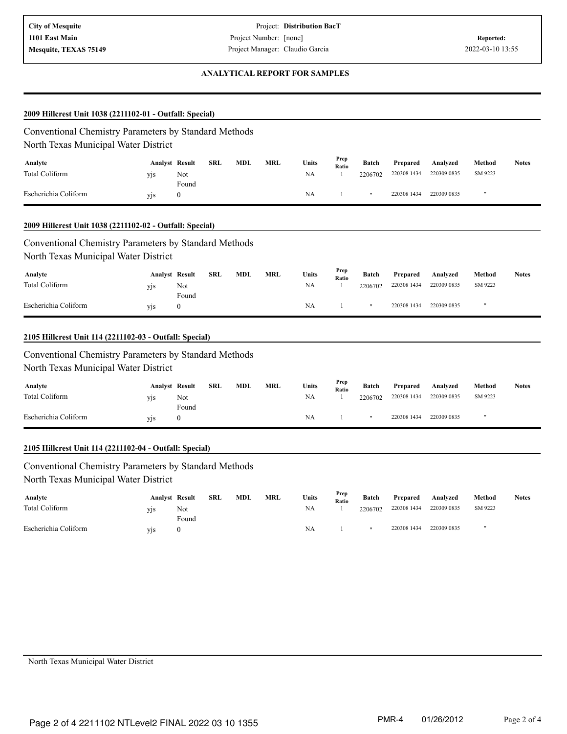**City of Mesquite**
**1101 East Main**
**Mesquite, TEXAS 75149**

Project: **Distribution BacT**
Project Number: [none]
Project Manager: Claudio Garcia

**Reported:**
2022-03-10 13:55

## ANALYTICAL REPORT FOR SAMPLES

### 2009 Hillcrest Unit 1038 (2211102-01 - Outfall: Special)

Conventional Chemistry Parameters by Standard Methods
North Texas Municipal Water District

| Analyte | Analyst | Result | SRL | MDL | MRL | Units | Prep Ratio | Batch | Prepared | Analyzed | Method | Notes |
|---|---|---|---|---|---|---|---|---|---|---|---|---|
| Total Coliform | yjs | Not Found | | | | NA | 1 | 2206702 | 220308 1434 | 220309 0835 | SM 9223 | |
| Escherichia Coliform | yjs | 0 | | | | NA | 1 | " | 220308 1434 | 220309 0835 | " | |

### 2009 Hillcrest Unit 1038 (2211102-02 - Outfall: Special)

Conventional Chemistry Parameters by Standard Methods
North Texas Municipal Water District

| Analyte | Analyst | Result | SRL | MDL | MRL | Units | Prep Ratio | Batch | Prepared | Analyzed | Method | Notes |
|---|---|---|---|---|---|---|---|---|---|---|---|---|
| Total Coliform | yjs | Not Found | | | | NA | 1 | 2206702 | 220308 1434 | 220309 0835 | SM 9223 | |
| Escherichia Coliform | yjs | 0 | | | | NA | 1 | " | 220308 1434 | 220309 0835 | " | |

### 2105 Hillcrest Unit 114 (2211102-03 - Outfall: Special)

Conventional Chemistry Parameters by Standard Methods
North Texas Municipal Water District

| Analyte | Analyst | Result | SRL | MDL | MRL | Units | Prep Ratio | Batch | Prepared | Analyzed | Method | Notes |
|---|---|---|---|---|---|---|---|---|---|---|---|---|
| Total Coliform | yjs | Not Found | | | | NA | 1 | 2206702 | 220308 1434 | 220309 0835 | SM 9223 | |
| Escherichia Coliform | yjs | 0 | | | | NA | 1 | " | 220308 1434 | 220309 0835 | " | |

### 2105 Hillcrest Unit 114 (2211102-04 - Outfall: Special)

Conventional Chemistry Parameters by Standard Methods
North Texas Municipal Water District

| Analyte | Analyst | Result | SRL | MDL | MRL | Units | Prep Ratio | Batch | Prepared | Analyzed | Method | Notes |
|---|---|---|---|---|---|---|---|---|---|---|---|---|
| Total Coliform | yjs | Not Found | | | | NA | 1 | 2206702 | 220308 1434 | 220309 0835 | SM 9223 | |
| Escherichia Coliform | yjs | 0 | | | | NA | 1 | " | 220308 1434 | 220309 0835 | " | |

North Texas Municipal Water District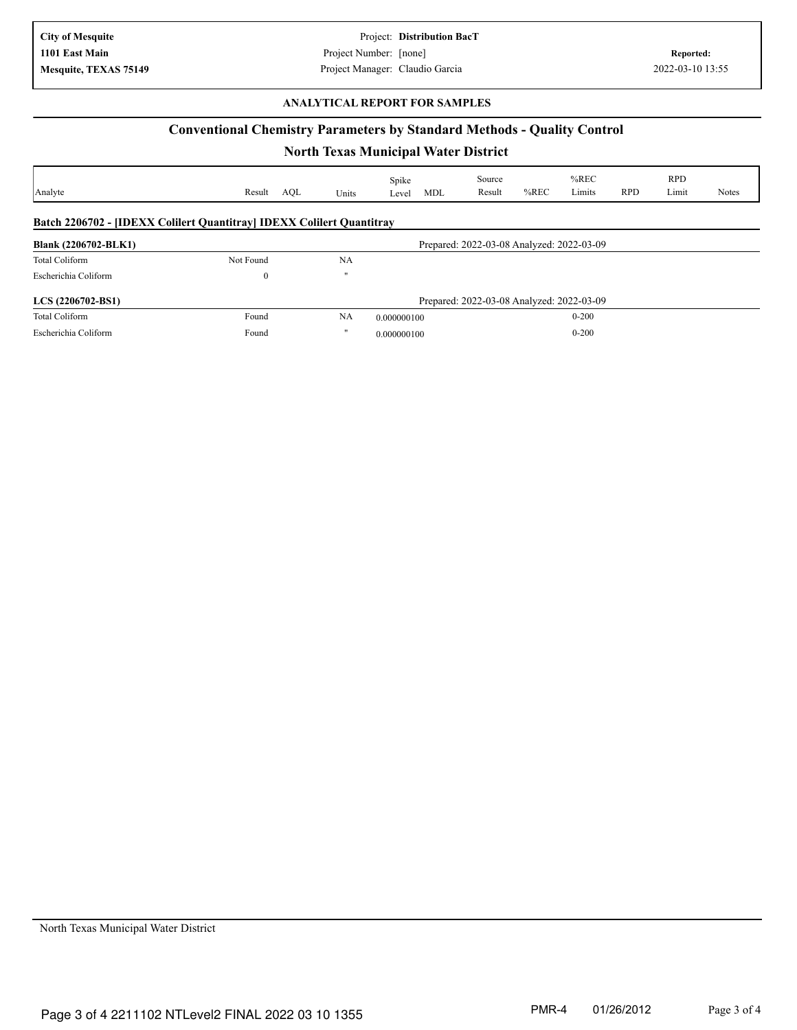City of Mesquite
1101 East Main
Mesquite, TEXAS 75149

Project: **Distribution BacT**
Project Number: [none]
Project Manager: Claudio Garcia

**Reported:**
2022-03-10 13:55

**ANALYTICAL REPORT FOR SAMPLES**

## Conventional Chemistry Parameters by Standard Methods - Quality Control

## North Texas Municipal Water District

| Analyte | Result | AQL | Units | Spike Level | MDL | Source Result | %REC | %REC Limits | RPD | RPD Limit | Notes |
|---|---|---|---|---|---|---|---|---|---|---|---|
| **Batch 2206702 - [IDEXX Colilert Quantitray] IDEXX Colilert Quantitray** | | | | | | | | | | | |
| **Blank (2206702-BLK1)** | | | | Prepared: 2022-03-08 Analyzed: 2022-03-09 | | | | | | | |
| Total Coliform | Not Found | | NA | | | | | | | | |
| Escherichia Coliform | 0 | | " | | | | | | | | |
| **LCS (2206702-BS1)** | | | | Prepared: 2022-03-08 Analyzed: 2022-03-09 | | | | | | | |
| Total Coliform | Found | | NA | 0.000000100 | | | | 0-200 | | | |
| Escherichia Coliform | Found | | " | 0.000000100 | | | | 0-200 | | | |

North Texas Municipal Water District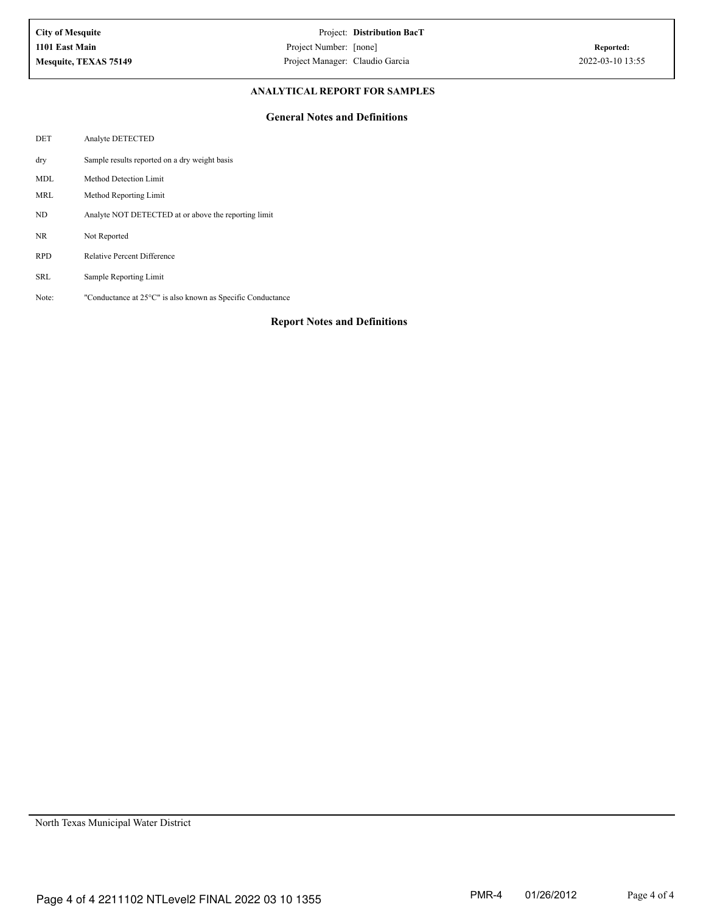## ANALYTICAL REPORT FOR SAMPLES

### General Notes and Definitions

| | |
|---|---|
| DET | Analyte DETECTED |
| dry | Sample results reported on a dry weight basis |
| MDL | Method Detection Limit |
| MRL | Method Reporting Limit |
| ND | Analyte NOT DETECTED at or above the reporting limit |
| NR | Not Reported |
| RPD | Relative Percent Difference |
| SRL | Sample Reporting Limit |
| Note: | "Conductance at 25°C" is also known as Specific Conductance |

### Report Notes and Definitions